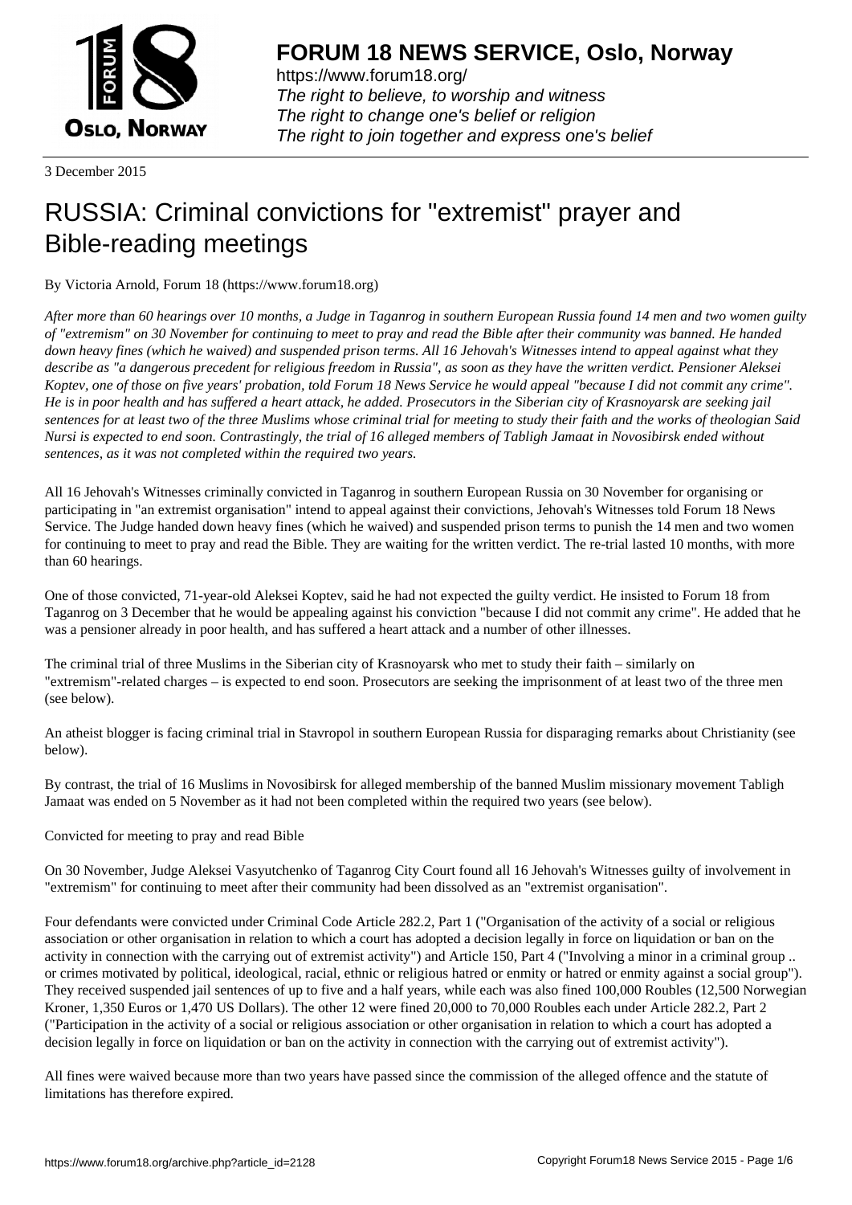**FORUM 18 NEWS SERVICE, Oslo, Norway**

https://www.forum18.org/
*The right to believe, to worship and witness*
*The right to change one's belief or religion*
*The right to join together and express one's belief*

3 December 2015

# RUSSIA: Criminal convictions for "extremist" prayer and Bible-reading meetings

By Victoria Arnold, Forum 18 (https://www.forum18.org)

*After more than 60 hearings over 10 months, a Judge in Taganrog in southern European Russia found 14 men and two women guilty of "extremism" on 30 November for continuing to meet to pray and read the Bible after their community was banned. He handed down heavy fines (which he waived) and suspended prison terms. All 16 Jehovah's Witnesses intend to appeal against what they describe as "a dangerous precedent for religious freedom in Russia", as soon as they have the written verdict. Pensioner Aleksei Koptev, one of those on five years' probation, told Forum 18 News Service he would appeal "because I did not commit any crime". He is in poor health and has suffered a heart attack, he added. Prosecutors in the Siberian city of Krasnoyarsk are seeking jail sentences for at least two of the three Muslims whose criminal trial for meeting to study their faith and the works of theologian Said Nursi is expected to end soon. Contrastingly, the trial of 16 alleged members of Tabligh Jamaat in Novosibirsk ended without sentences, as it was not completed within the required two years.*

All 16 Jehovah's Witnesses criminally convicted in Taganrog in southern European Russia on 30 November for organising or participating in "an extremist organisation" intend to appeal against their convictions, Jehovah's Witnesses told Forum 18 News Service. The Judge handed down heavy fines (which he waived) and suspended prison terms to punish the 14 men and two women for continuing to meet to pray and read the Bible. They are waiting for the written verdict. The re-trial lasted 10 months, with more than 60 hearings.

One of those convicted, 71-year-old Aleksei Koptev, said he had not expected the guilty verdict. He insisted to Forum 18 from Taganrog on 3 December that he would be appealing against his conviction "because I did not commit any crime". He added that he was a pensioner already in poor health, and has suffered a heart attack and a number of other illnesses.

The criminal trial of three Muslims in the Siberian city of Krasnoyarsk who met to study their faith – similarly on "extremism"-related charges – is expected to end soon. Prosecutors are seeking the imprisonment of at least two of the three men (see below).

An atheist blogger is facing criminal trial in Stavropol in southern European Russia for disparaging remarks about Christianity (see below).

By contrast, the trial of 16 Muslims in Novosibirsk for alleged membership of the banned Muslim missionary movement Tabligh Jamaat was ended on 5 November as it had not been completed within the required two years (see below).

## Convicted for meeting to pray and read Bible

On 30 November, Judge Aleksei Vasyutchenko of Taganrog City Court found all 16 Jehovah's Witnesses guilty of involvement in "extremism" for continuing to meet after their community had been dissolved as an "extremist organisation".

Four defendants were convicted under Criminal Code Article 282.2, Part 1 ("Organisation of the activity of a social or religious association or other organisation in relation to which a court has adopted a decision legally in force on liquidation or ban on the activity in connection with the carrying out of extremist activity") and Article 150, Part 4 ("Involving a minor in a criminal group .. or crimes motivated by political, ideological, racial, ethnic or religious hatred or enmity or hatred or enmity against a social group"). They received suspended jail sentences of up to five and a half years, while each was also fined 100,000 Roubles (12,500 Norwegian Kroner, 1,350 Euros or 1,470 US Dollars). The other 12 were fined 20,000 to 70,000 Roubles each under Article 282.2, Part 2 ("Participation in the activity of a social or religious association or other organisation in relation to which a court has adopted a decision legally in force on liquidation or ban on the activity in connection with the carrying out of extremist activity").

All fines were waived because more than two years have passed since the commission of the alleged offence and the statute of limitations has therefore expired.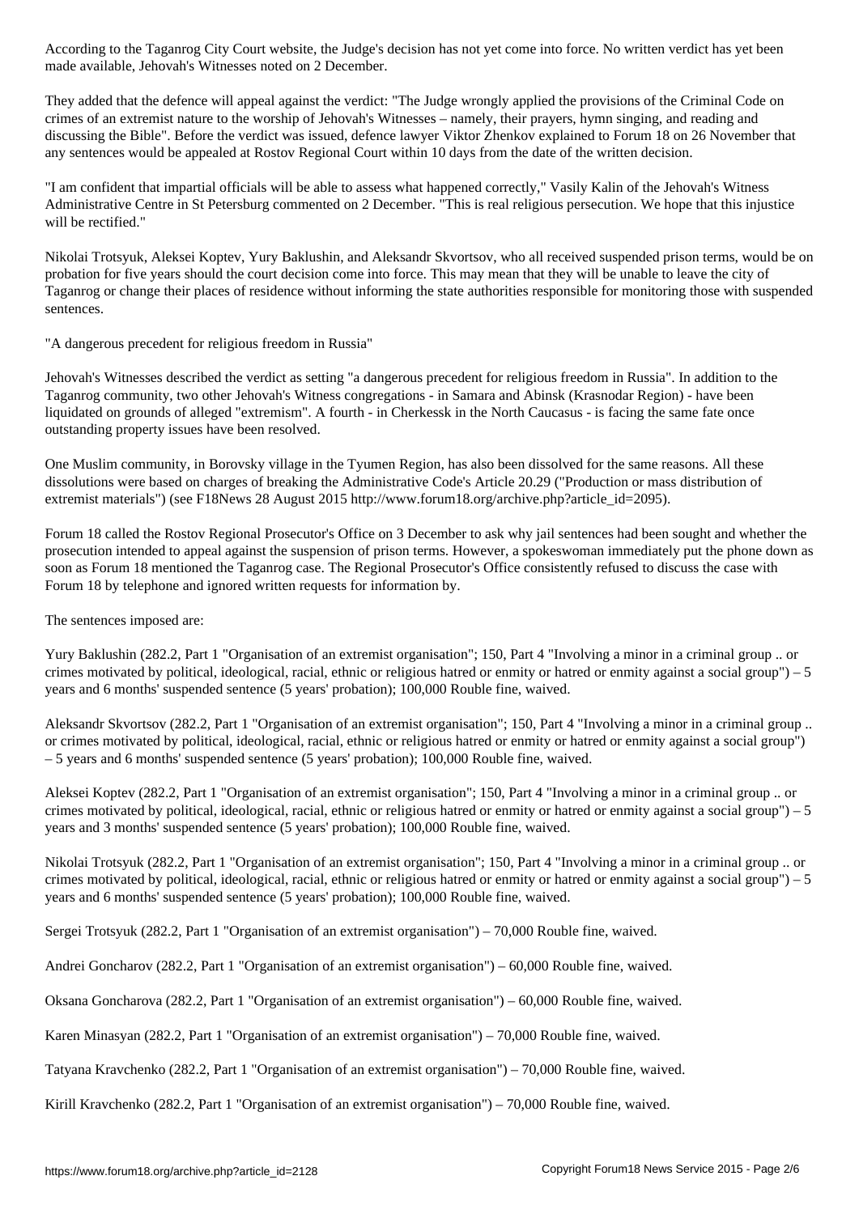According to the Taganrog City Court website, the Judge's decision has not yet come into force. No written verdict has yet been made available, Jehovah's Witnesses noted on 2 December.

They added that the defence will appeal against the verdict: "The Judge wrongly applied the provisions of the Criminal Code on crimes of an extremist nature to the worship of Jehovah's Witnesses – namely, their prayers, hymn singing, and reading and discussing the Bible". Before the verdict was issued, defence lawyer Viktor Zhenkov explained to Forum 18 on 26 November that any sentences would be appealed at Rostov Regional Court within 10 days from the date of the written decision.

"I am confident that impartial officials will be able to assess what happened correctly," Vasily Kalin of the Jehovah's Witness Administrative Centre in St Petersburg commented on 2 December. "This is real religious persecution. We hope that this injustice will be rectified."

Nikolai Trotsyuk, Aleksei Koptev, Yury Baklushin, and Aleksandr Skvortsov, who all received suspended prison terms, would be on probation for five years should the court decision come into force. This may mean that they will be unable to leave the city of Taganrog or change their places of residence without informing the state authorities responsible for monitoring those with suspended sentences.

"A dangerous precedent for religious freedom in Russia"

Jehovah's Witnesses described the verdict as setting "a dangerous precedent for religious freedom in Russia". In addition to the Taganrog community, two other Jehovah's Witness congregations - in Samara and Abinsk (Krasnodar Region) - have been liquidated on grounds of alleged "extremism". A fourth - in Cherkessk in the North Caucasus - is facing the same fate once outstanding property issues have been resolved.

One Muslim community, in Borovsky village in the Tyumen Region, has also been dissolved for the same reasons. All these dissolutions were based on charges of breaking the Administrative Code's Article 20.29 ("Production or mass distribution of extremist materials") (see F18News 28 August 2015 http://www.forum18.org/archive.php?article_id=2095).

Forum 18 called the Rostov Regional Prosecutor's Office on 3 December to ask why jail sentences had been sought and whether the prosecution intended to appeal against the suspension of prison terms. However, a spokeswoman immediately put the phone down as soon as Forum 18 mentioned the Taganrog case. The Regional Prosecutor's Office consistently refused to discuss the case with Forum 18 by telephone and ignored written requests for information by.

The sentences imposed are:

Yury Baklushin (282.2, Part 1 "Organisation of an extremist organisation"; 150, Part 4 "Involving a minor in a criminal group .. or crimes motivated by political, ideological, racial, ethnic or religious hatred or enmity or hatred or enmity against a social group") – 5 years and 6 months' suspended sentence (5 years' probation); 100,000 Rouble fine, waived.

Aleksandr Skvortsov (282.2, Part 1 "Organisation of an extremist organisation"; 150, Part 4 "Involving a minor in a criminal group .. or crimes motivated by political, ideological, racial, ethnic or religious hatred or enmity or hatred or enmity against a social group") – 5 years and 6 months' suspended sentence (5 years' probation); 100,000 Rouble fine, waived.

Aleksei Koptev (282.2, Part 1 "Organisation of an extremist organisation"; 150, Part 4 "Involving a minor in a criminal group .. or crimes motivated by political, ideological, racial, ethnic or religious hatred or enmity or hatred or enmity against a social group") – 5 years and 3 months' suspended sentence (5 years' probation); 100,000 Rouble fine, waived.

Nikolai Trotsyuk (282.2, Part 1 "Organisation of an extremist organisation"; 150, Part 4 "Involving a minor in a criminal group .. or crimes motivated by political, ideological, racial, ethnic or religious hatred or enmity or hatred or enmity against a social group") – 5 years and 6 months' suspended sentence (5 years' probation); 100,000 Rouble fine, waived.

Sergei Trotsyuk (282.2, Part 1 "Organisation of an extremist organisation") – 70,000 Rouble fine, waived.

Andrei Goncharov (282.2, Part 1 "Organisation of an extremist organisation") – 60,000 Rouble fine, waived.

Oksana Goncharova (282.2, Part 1 "Organisation of an extremist organisation") – 60,000 Rouble fine, waived.

Karen Minasyan (282.2, Part 1 "Organisation of an extremist organisation") – 70,000 Rouble fine, waived.

Tatyana Kravchenko (282.2, Part 1 "Organisation of an extremist organisation") – 70,000 Rouble fine, waived.

Kirill Kravchenko (282.2, Part 1 "Organisation of an extremist organisation") – 70,000 Rouble fine, waived.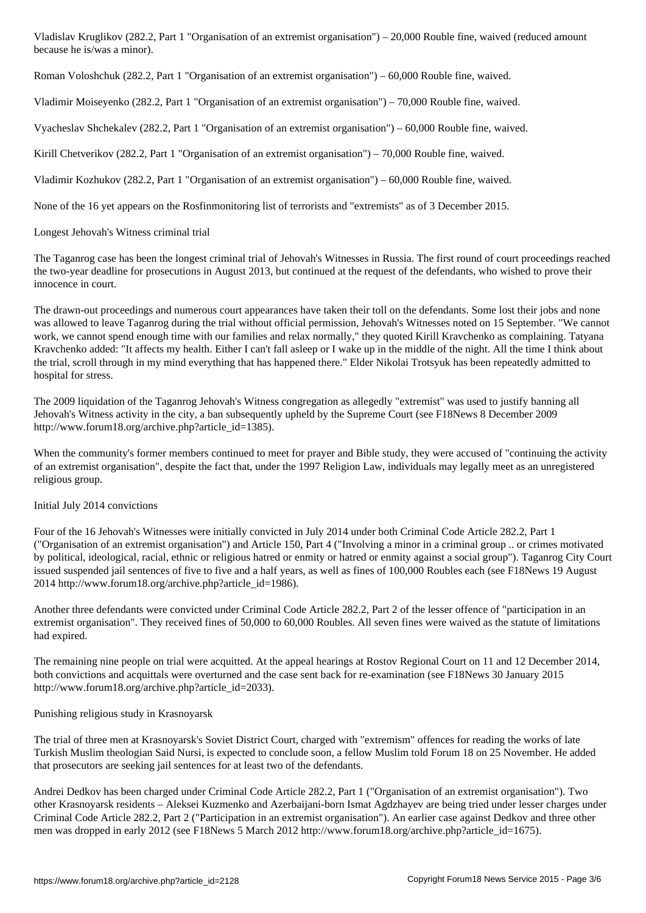Vladislav Kruglikov (282.2, Part 1 "Organisation of an extremist organisation") – 20,000 Rouble fine, waived (reduced amount because he is/was a minor).

Roman Voloshchuk (282.2, Part 1 "Organisation of an extremist organisation") – 60,000 Rouble fine, waived.

Vladimir Moiseyenko (282.2, Part 1 "Organisation of an extremist organisation") – 70,000 Rouble fine, waived.

Vyacheslav Shchekalev (282.2, Part 1 "Organisation of an extremist organisation") – 60,000 Rouble fine, waived.

Kirill Chetverikov (282.2, Part 1 "Organisation of an extremist organisation") – 70,000 Rouble fine, waived.

Vladimir Kozhukov (282.2, Part 1 "Organisation of an extremist organisation") – 60,000 Rouble fine, waived.

None of the 16 yet appears on the Rosfinmonitoring list of terrorists and "extremists" as of 3 December 2015.

## Longest Jehovah's Witness criminal trial

The Taganrog case has been the longest criminal trial of Jehovah's Witnesses in Russia. The first round of court proceedings reached the two-year deadline for prosecutions in August 2013, but continued at the request of the defendants, who wished to prove their innocence in court.

The drawn-out proceedings and numerous court appearances have taken their toll on the defendants. Some lost their jobs and none was allowed to leave Taganrog during the trial without official permission, Jehovah's Witnesses noted on 15 September. "We cannot work, we cannot spend enough time with our families and relax normally," they quoted Kirill Kravchenko as complaining. Tatyana Kravchenko added: "It affects my health. Either I can't fall asleep or I wake up in the middle of the night. All the time I think about the trial, scroll through in my mind everything that has happened there." Elder Nikolai Trotsyuk has been repeatedly admitted to hospital for stress.

The 2009 liquidation of the Taganrog Jehovah's Witness congregation as allegedly "extremist" was used to justify banning all Jehovah's Witness activity in the city, a ban subsequently upheld by the Supreme Court (see F18News 8 December 2009 http://www.forum18.org/archive.php?article_id=1385).

When the community's former members continued to meet for prayer and Bible study, they were accused of "continuing the activity of an extremist organisation", despite the fact that, under the 1997 Religion Law, individuals may legally meet as an unregistered religious group.

## Initial July 2014 convictions

Four of the 16 Jehovah's Witnesses were initially convicted in July 2014 under both Criminal Code Article 282.2, Part 1 ("Organisation of an extremist organisation") and Article 150, Part 4 ("Involving a minor in a criminal group .. or crimes motivated by political, ideological, racial, ethnic or religious hatred or enmity or hatred or enmity against a social group"). Taganrog City Court issued suspended jail sentences of five to five and a half years, as well as fines of 100,000 Roubles each (see F18News 19 August 2014 http://www.forum18.org/archive.php?article_id=1986).

Another three defendants were convicted under Criminal Code Article 282.2, Part 2 of the lesser offence of "participation in an extremist organisation". They received fines of 50,000 to 60,000 Roubles. All seven fines were waived as the statute of limitations had expired.

The remaining nine people on trial were acquitted. At the appeal hearings at Rostov Regional Court on 11 and 12 December 2014, both convictions and acquittals were overturned and the case sent back for re-examination (see F18News 30 January 2015 http://www.forum18.org/archive.php?article_id=2033).

## Punishing religious study in Krasnoyarsk

The trial of three men at Krasnoyarsk's Soviet District Court, charged with "extremism" offences for reading the works of late Turkish Muslim theologian Said Nursi, is expected to conclude soon, a fellow Muslim told Forum 18 on 25 November. He added that prosecutors are seeking jail sentences for at least two of the defendants.

Andrei Dedkov has been charged under Criminal Code Article 282.2, Part 1 ("Organisation of an extremist organisation"). Two other Krasnoyarsk residents – Aleksei Kuzmenko and Azerbaijani-born Ismat Agdzhayev are being tried under lesser charges under Criminal Code Article 282.2, Part 2 ("Participation in an extremist organisation"). An earlier case against Dedkov and three other men was dropped in early 2012 (see F18News 5 March 2012 http://www.forum18.org/archive.php?article_id=1675).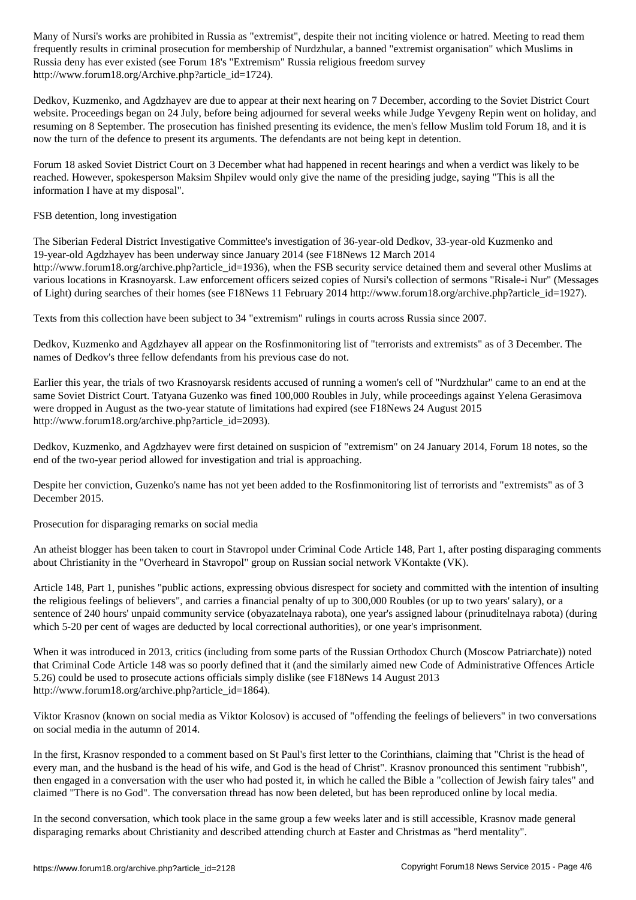Many of Nursi's works are prohibited in Russia as "extremist", despite their not inciting violence or hatred. Meeting to read them frequently results in criminal prosecution for membership of Nurdzhular, a banned "extremist organisation" which Muslims in Russia deny has ever existed (see Forum 18's "Extremism" Russia religious freedom survey http://www.forum18.org/Archive.php?article_id=1724).

Dedkov, Kuzmenko, and Agdzhayev are due to appear at their next hearing on 7 December, according to the Soviet District Court website. Proceedings began on 24 July, before being adjourned for several weeks while Judge Yevgeny Repin went on holiday, and resuming on 8 September. The prosecution has finished presenting its evidence, the men's fellow Muslim told Forum 18, and it is now the turn of the defence to present its arguments. The defendants are not being kept in detention.

Forum 18 asked Soviet District Court on 3 December what had happened in recent hearings and when a verdict was likely to be reached. However, spokesperson Maksim Shpilev would only give the name of the presiding judge, saying "This is all the information I have at my disposal".

## FSB detention, long investigation

The Siberian Federal District Investigative Committee's investigation of 36-year-old Dedkov, 33-year-old Kuzmenko and 19-year-old Agdzhayev has been underway since January 2014 (see F18News 12 March 2014 http://www.forum18.org/archive.php?article_id=1936), when the FSB security service detained them and several other Muslims at various locations in Krasnoyarsk. Law enforcement officers seized copies of Nursi's collection of sermons "Risale-i Nur" (Messages of Light) during searches of their homes (see F18News 11 February 2014 http://www.forum18.org/archive.php?article_id=1927).

Texts from this collection have been subject to 34 "extremism" rulings in courts across Russia since 2007.

Dedkov, Kuzmenko and Agdzhayev all appear on the Rosfinmonitoring list of "terrorists and extremists" as of 3 December. The names of Dedkov's three fellow defendants from his previous case do not.

Earlier this year, the trials of two Krasnoyarsk residents accused of running a women's cell of "Nurdzhular" came to an end at the same Soviet District Court. Tatyana Guzenko was fined 100,000 Roubles in July, while proceedings against Yelena Gerasimova were dropped in August as the two-year statute of limitations had expired (see F18News 24 August 2015 http://www.forum18.org/archive.php?article_id=2093).

Dedkov, Kuzmenko, and Agdzhayev were first detained on suspicion of "extremism" on 24 January 2014, Forum 18 notes, so the end of the two-year period allowed for investigation and trial is approaching.

Despite her conviction, Guzenko's name has not yet been added to the Rosfinmonitoring list of terrorists and "extremists" as of 3 December 2015.

## Prosecution for disparaging remarks on social media

An atheist blogger has been taken to court in Stavropol under Criminal Code Article 148, Part 1, after posting disparaging comments about Christianity in the "Overheard in Stavropol" group on Russian social network VKontakte (VK).

Article 148, Part 1, punishes "public actions, expressing obvious disrespect for society and committed with the intention of insulting the religious feelings of believers", and carries a financial penalty of up to 300,000 Roubles (or up to two years' salary), or a sentence of 240 hours' unpaid community service (obyazatelnaya rabota), one year's assigned labour (prinuditelnaya rabota) (during which 5-20 per cent of wages are deducted by local correctional authorities), or one year's imprisonment.

When it was introduced in 2013, critics (including from some parts of the Russian Orthodox Church (Moscow Patriarchate)) noted that Criminal Code Article 148 was so poorly defined that it (and the similarly aimed new Code of Administrative Offences Article 5.26) could be used to prosecute actions officials simply dislike (see F18News 14 August 2013 http://www.forum18.org/archive.php?article_id=1864).

Viktor Krasnov (known on social media as Viktor Kolosov) is accused of "offending the feelings of believers" in two conversations on social media in the autumn of 2014.

In the first, Krasnov responded to a comment based on St Paul's first letter to the Corinthians, claiming that "Christ is the head of every man, and the husband is the head of his wife, and God is the head of Christ". Krasnov pronounced this sentiment "rubbish", then engaged in a conversation with the user who had posted it, in which he called the Bible a "collection of Jewish fairy tales" and claimed "There is no God". The conversation thread has now been deleted, but has been reproduced online by local media.

In the second conversation, which took place in the same group a few weeks later and is still accessible, Krasnov made general disparaging remarks about Christianity and described attending church at Easter and Christmas as "herd mentality".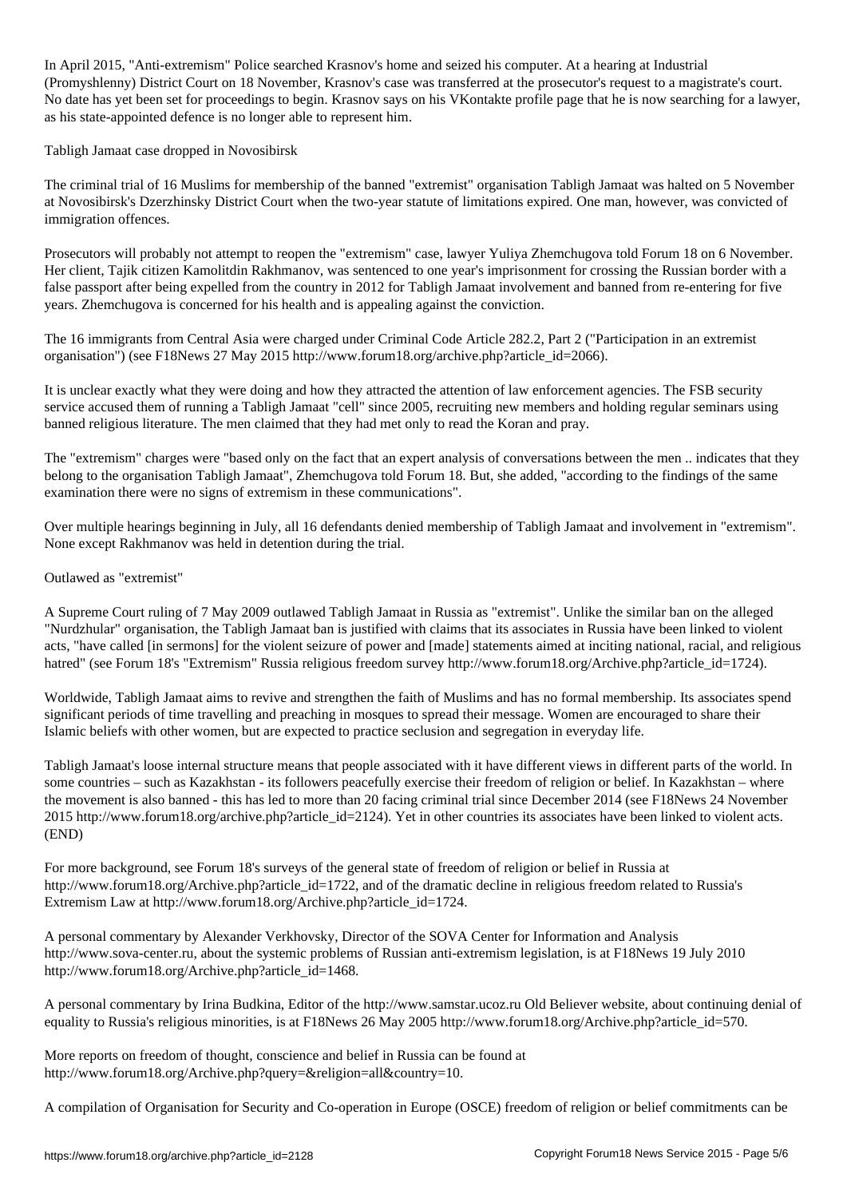In April 2015, "Anti-extremism" Police searched Krasnov's home and seized his computer. At a hearing at Industrial (Promyshlenny) District Court on 18 November, Krasnov's case was transferred at the prosecutor's request to a magistrate's court. No date has yet been set for proceedings to begin. Krasnov says on his VKontakte profile page that he is now searching for a lawyer, as his state-appointed defence is no longer able to represent him.

## Tabligh Jamaat case dropped in Novosibirsk

The criminal trial of 16 Muslims for membership of the banned "extremist" organisation Tabligh Jamaat was halted on 5 November at Novosibirsk's Dzerzhinsky District Court when the two-year statute of limitations expired. One man, however, was convicted of immigration offences.

Prosecutors will probably not attempt to reopen the "extremism" case, lawyer Yuliya Zhemchugova told Forum 18 on 6 November. Her client, Tajik citizen Kamolitdin Rakhmanov, was sentenced to one year's imprisonment for crossing the Russian border with a false passport after being expelled from the country in 2012 for Tabligh Jamaat involvement and banned from re-entering for five years. Zhemchugova is concerned for his health and is appealing against the conviction.

The 16 immigrants from Central Asia were charged under Criminal Code Article 282.2, Part 2 ("Participation in an extremist organisation") (see F18News 27 May 2015 http://www.forum18.org/archive.php?article_id=2066).

It is unclear exactly what they were doing and how they attracted the attention of law enforcement agencies. The FSB security service accused them of running a Tabligh Jamaat "cell" since 2005, recruiting new members and holding regular seminars using banned religious literature. The men claimed that they had met only to read the Koran and pray.

The "extremism" charges were "based only on the fact that an expert analysis of conversations between the men .. indicates that they belong to the organisation Tabligh Jamaat", Zhemchugova told Forum 18. But, she added, "according to the findings of the same examination there were no signs of extremism in these communications".

Over multiple hearings beginning in July, all 16 defendants denied membership of Tabligh Jamaat and involvement in "extremism". None except Rakhmanov was held in detention during the trial.

## Outlawed as "extremist"

A Supreme Court ruling of 7 May 2009 outlawed Tabligh Jamaat in Russia as "extremist". Unlike the similar ban on the alleged "Nurdzhular" organisation, the Tabligh Jamaat ban is justified with claims that its associates in Russia have been linked to violent acts, "have called [in sermons] for the violent seizure of power and [made] statements aimed at inciting national, racial, and religious hatred" (see Forum 18's "Extremism" Russia religious freedom survey http://www.forum18.org/Archive.php?article_id=1724).

Worldwide, Tabligh Jamaat aims to revive and strengthen the faith of Muslims and has no formal membership. Its associates spend significant periods of time travelling and preaching in mosques to spread their message. Women are encouraged to share their Islamic beliefs with other women, but are expected to practice seclusion and segregation in everyday life.

Tabligh Jamaat's loose internal structure means that people associated with it have different views in different parts of the world. In some countries – such as Kazakhstan - its followers peacefully exercise their freedom of religion or belief. In Kazakhstan – where the movement is also banned - this has led to more than 20 facing criminal trial since December 2014 (see F18News 24 November 2015 http://www.forum18.org/archive.php?article_id=2124). Yet in other countries its associates have been linked to violent acts. (END)

For more background, see Forum 18's surveys of the general state of freedom of religion or belief in Russia at http://www.forum18.org/Archive.php?article_id=1722, and of the dramatic decline in religious freedom related to Russia's Extremism Law at http://www.forum18.org/Archive.php?article_id=1724.

A personal commentary by Alexander Verkhovsky, Director of the SOVA Center for Information and Analysis http://www.sova-center.ru, about the systemic problems of Russian anti-extremism legislation, is at F18News 19 July 2010 http://www.forum18.org/Archive.php?article_id=1468.

A personal commentary by Irina Budkina, Editor of the http://www.samstar.ucoz.ru Old Believer website, about continuing denial of equality to Russia's religious minorities, is at F18News 26 May 2005 http://www.forum18.org/Archive.php?article_id=570.

More reports on freedom of thought, conscience and belief in Russia can be found at http://www.forum18.org/Archive.php?query=&religion=all&country=10.

A compilation of Organisation for Security and Co-operation in Europe (OSCE) freedom of religion or belief commitments can be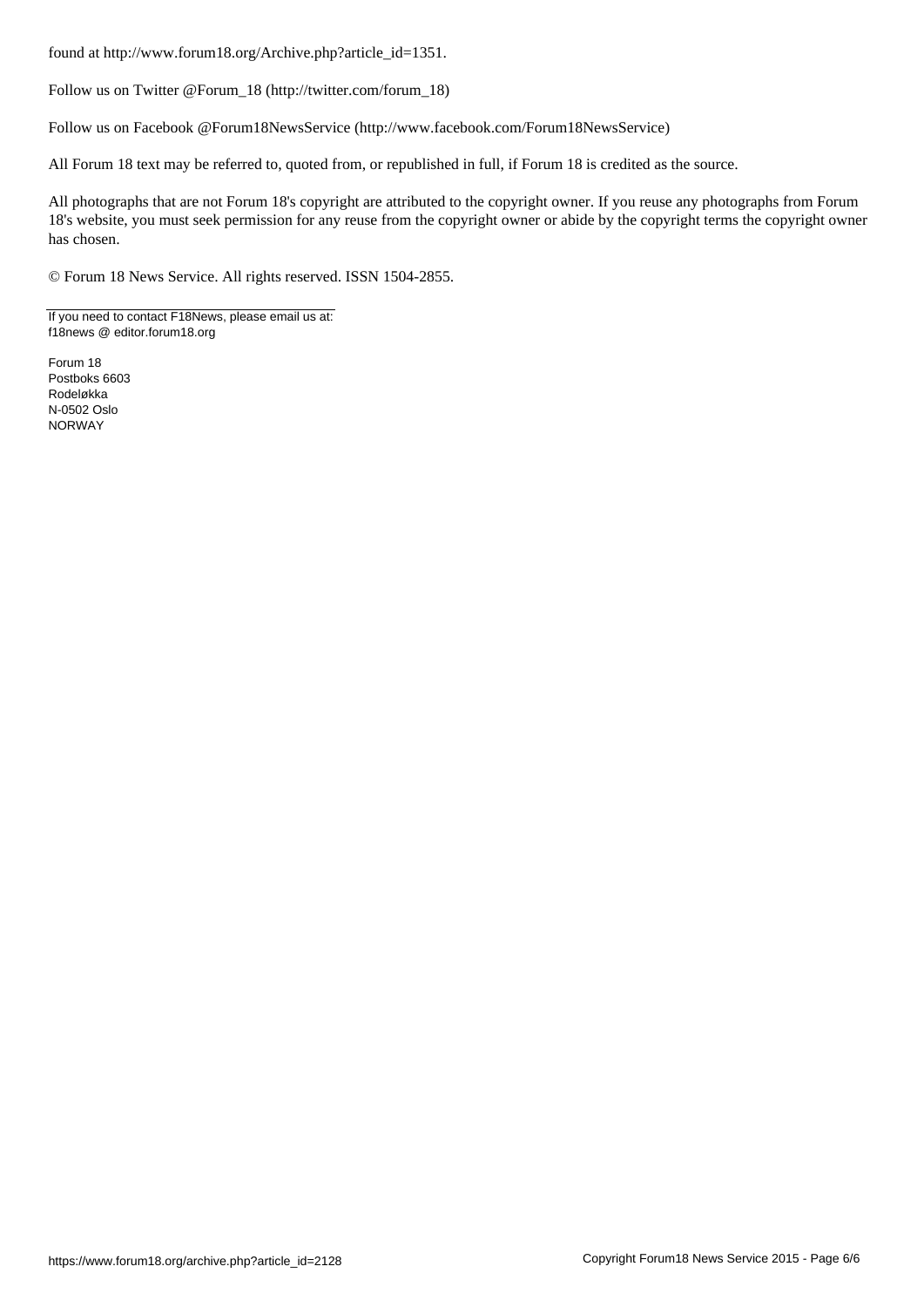found at http://www.forum18.org/Archive.php?article_id=1351.

Follow us on Twitter @Forum_18 (http://twitter.com/forum_18)

Follow us on Facebook @Forum18NewsService (http://www.facebook.com/Forum18NewsService)

All Forum 18 text may be referred to, quoted from, or republished in full, if Forum 18 is credited as the source.

All photographs that are not Forum 18's copyright are attributed to the copyright owner. If you reuse any photographs from Forum 18's website, you must seek permission for any reuse from the copyright owner or abide by the copyright terms the copyright owner has chosen.

© Forum 18 News Service. All rights reserved. ISSN 1504-2855.

If you need to contact F18News, please email us at:
f18news @ editor.forum18.org

Forum 18
Postboks 6603
Rodeløkka
N-0502 Oslo
NORWAY